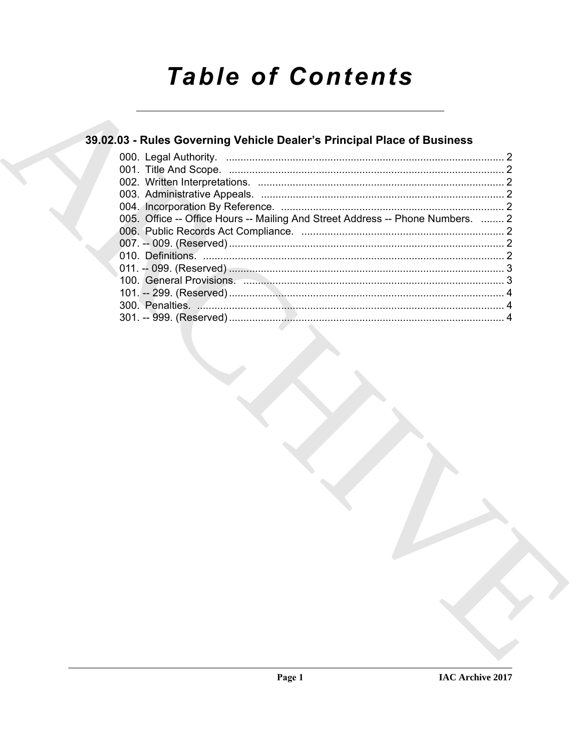# Table of Contents

## 39.02.03 - Rules Governing Vehicle Dealer's Principal Place of Business

000. Legal Authority. ........................................................................................ 2
001. Title And Scope. ........................................................................................ 2
002. Written Interpretations. ............................................................................. 2
003. Administrative Appeals. ............................................................................ 2
004. Incorporation By Reference. ..................................................................... 2
005. Office -- Office Hours -- Mailing And Street Address -- Phone Numbers. ........ 2
006. Public Records Act Compliance. ................................................................ 2
007. -- 009. (Reserved) ...................................................................................... 2
010. Definitions. ................................................................................................ 2
011. -- 099. (Reserved) ...................................................................................... 3
100. General Provisions. ................................................................................... 3
101. -- 299. (Reserved) ...................................................................................... 4
300. Penalties. ................................................................................................... 4
301. -- 999. (Reserved) ...................................................................................... 4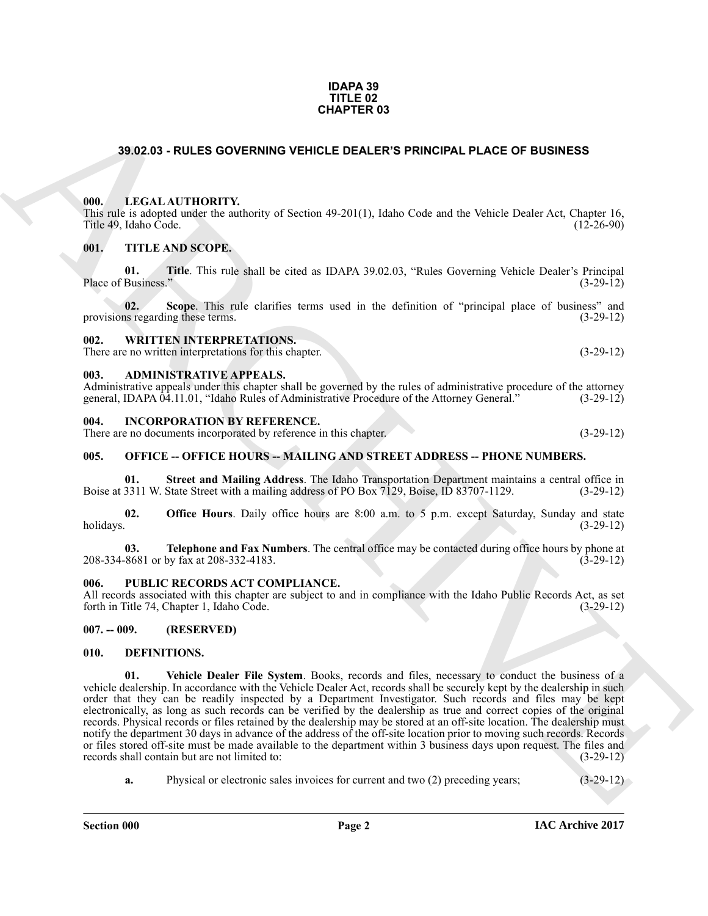# IDAPA 39
# TITLE 02
# CHAPTER 03

## 39.02.03 - RULES GOVERNING VEHICLE DEALER'S PRINCIPAL PLACE OF BUSINESS

### 000. LEGAL AUTHORITY.

This rule is adopted under the authority of Section 49-201(1), Idaho Code and the Vehicle Dealer Act, Chapter 16, Title 49, Idaho Code. (12-26-90)

### 001. TITLE AND SCOPE.

**01. Title**. This rule shall be cited as IDAPA 39.02.03, "Rules Governing Vehicle Dealer's Principal Place of Business." (3-29-12)

**02. Scope**. This rule clarifies terms used in the definition of "principal place of business" and provisions regarding these terms. (3-29-12)

### 002. WRITTEN INTERPRETATIONS.

There are no written interpretations for this chapter. (3-29-12)

### 003. ADMINISTRATIVE APPEALS.

Administrative appeals under this chapter shall be governed by the rules of administrative procedure of the attorney general, IDAPA 04.11.01, "Idaho Rules of Administrative Procedure of the Attorney General." (3-29-12)

### 004. INCORPORATION BY REFERENCE.

There are no documents incorporated by reference in this chapter. (3-29-12)

### 005. OFFICE -- OFFICE HOURS -- MAILING AND STREET ADDRESS -- PHONE NUMBERS.

**01. Street and Mailing Address**. The Idaho Transportation Department maintains a central office in Boise at 3311 W. State Street with a mailing address of PO Box 7129, Boise, ID 83707-1129. (3-29-12)

**02. Office Hours**. Daily office hours are 8:00 a.m. to 5 p.m. except Saturday, Sunday and state holidays. (3-29-12)

**03. Telephone and Fax Numbers**. The central office may be contacted during office hours by phone at 208-334-8681 or by fax at 208-332-4183. (3-29-12)

### 006. PUBLIC RECORDS ACT COMPLIANCE.

All records associated with this chapter are subject to and in compliance with the Idaho Public Records Act, as set forth in Title 74, Chapter 1, Idaho Code. (3-29-12)

### 007. -- 009. (RESERVED)

### 010. DEFINITIONS.

**01. Vehicle Dealer File System**. Books, records and files, necessary to conduct the business of a vehicle dealership. In accordance with the Vehicle Dealer Act, records shall be securely kept by the dealership in such order that they can be readily inspected by a Department Investigator. Such records and files may be kept electronically, as long as such records can be verified by the dealership as true and correct copies of the original records. Physical records or files retained by the dealership may be stored at an off-site location. The dealership must notify the department 30 days in advance of the address of the off-site location prior to moving such records. Records or files stored off-site must be made available to the department within 3 business days upon request. The files and records shall contain but are not limited to: (3-29-12)

**a.** Physical or electronic sales invoices for current and two (2) preceding years; (3-29-12)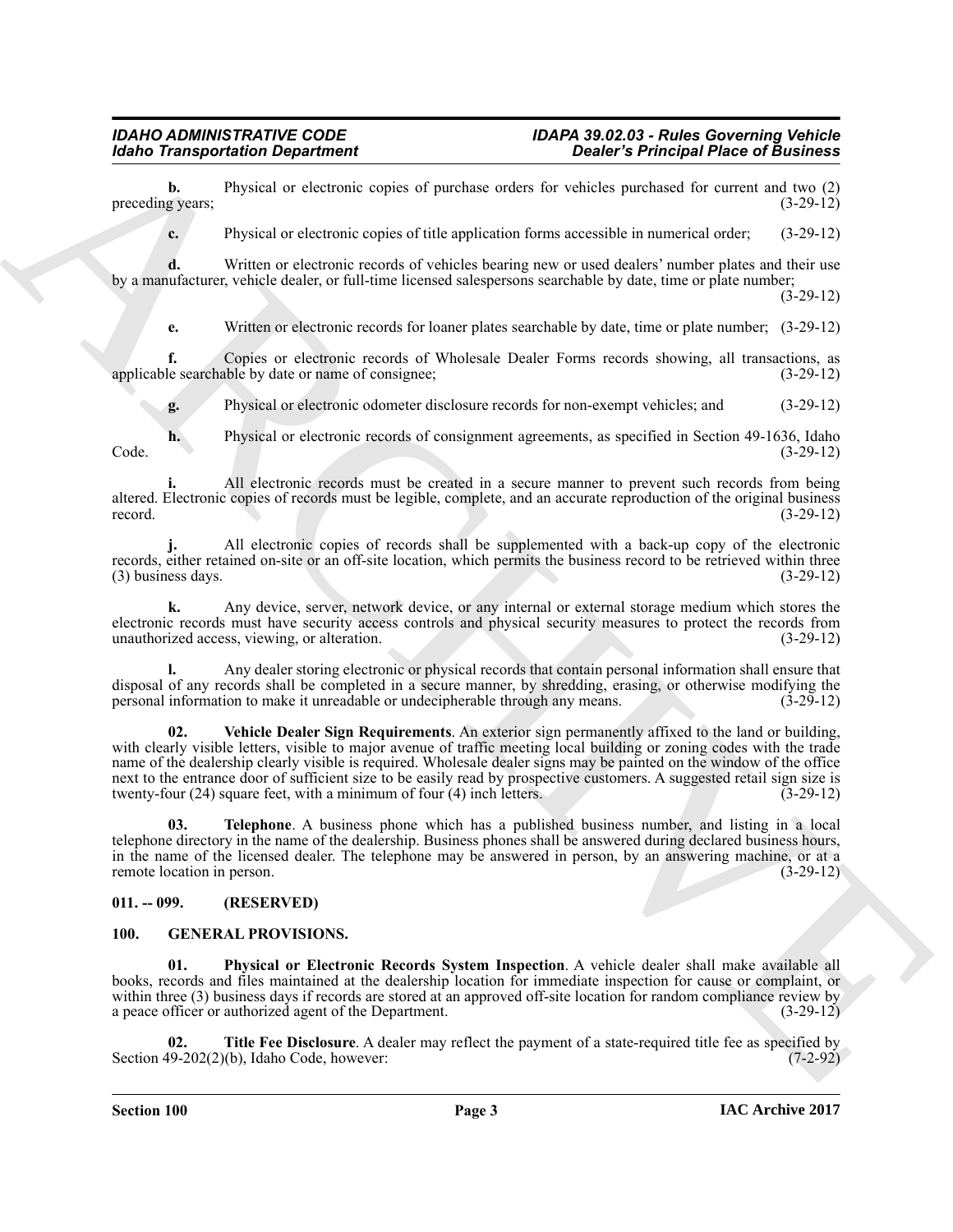**b.** Physical or electronic copies of purchase orders for vehicles purchased for current and two (2) preceding years; (3-29-12)

**c.** Physical or electronic copies of title application forms accessible in numerical order; (3-29-12)

**d.** Written or electronic records of vehicles bearing new or used dealers' number plates and their use by a manufacturer, vehicle dealer, or full-time licensed salespersons searchable by date, time or plate number; (3-29-12)

**e.** Written or electronic records for loaner plates searchable by date, time or plate number; (3-29-12)

**f.** Copies or electronic records of Wholesale Dealer Forms records showing, all transactions, as applicable searchable by date or name of consignee; (3-29-12)

**g.** Physical or electronic odometer disclosure records for non-exempt vehicles; and (3-29-12)

**h.** Physical or electronic records of consignment agreements, as specified in Section 49-1636, Idaho Code. (3-29-12)

**i.** All electronic records must be created in a secure manner to prevent such records from being altered. Electronic copies of records must be legible, complete, and an accurate reproduction of the original business record. (3-29-12)

**j.** All electronic copies of records shall be supplemented with a back-up copy of the electronic records, either retained on-site or an off-site location, which permits the business record to be retrieved within three (3) business days. (3-29-12)

**k.** Any device, server, network device, or any internal or external storage medium which stores the electronic records must have security access controls and physical security measures to protect the records from unauthorized access, viewing, or alteration. (3-29-12)

**l.** Any dealer storing electronic or physical records that contain personal information shall ensure that disposal of any records shall be completed in a secure manner, by shredding, erasing, or otherwise modifying the personal information to make it unreadable or undecipherable through any means. (3-29-12)

**02. Vehicle Dealer Sign Requirements**. An exterior sign permanently affixed to the land or building, with clearly visible letters, visible to major avenue of traffic meeting local building or zoning codes with the trade name of the dealership clearly visible is required. Wholesale dealer signs may be painted on the window of the office next to the entrance door of sufficient size to be easily read by prospective customers. A suggested retail sign size is twenty-four (24) square feet, with a minimum of four (4) inch letters. (3-29-12)

**03. Telephone**. A business phone which has a published business number, and listing in a local telephone directory in the name of the dealership. Business phones shall be answered during declared business hours, in the name of the licensed dealer. The telephone may be answered in person, by an answering machine, or at a remote location in person. (3-29-12)

## 011. -- 099. (RESERVED)

## 100. GENERAL PROVISIONS.

**01. Physical or Electronic Records System Inspection**. A vehicle dealer shall make available all books, records and files maintained at the dealership location for immediate inspection for cause or complaint, or within three (3) business days if records are stored at an approved off-site location for random compliance review by a peace officer or authorized agent of the Department. (3-29-12)

**02. Title Fee Disclosure**. A dealer may reflect the payment of a state-required title fee as specified by Section 49-202(2)(b), Idaho Code, however: (7-2-92)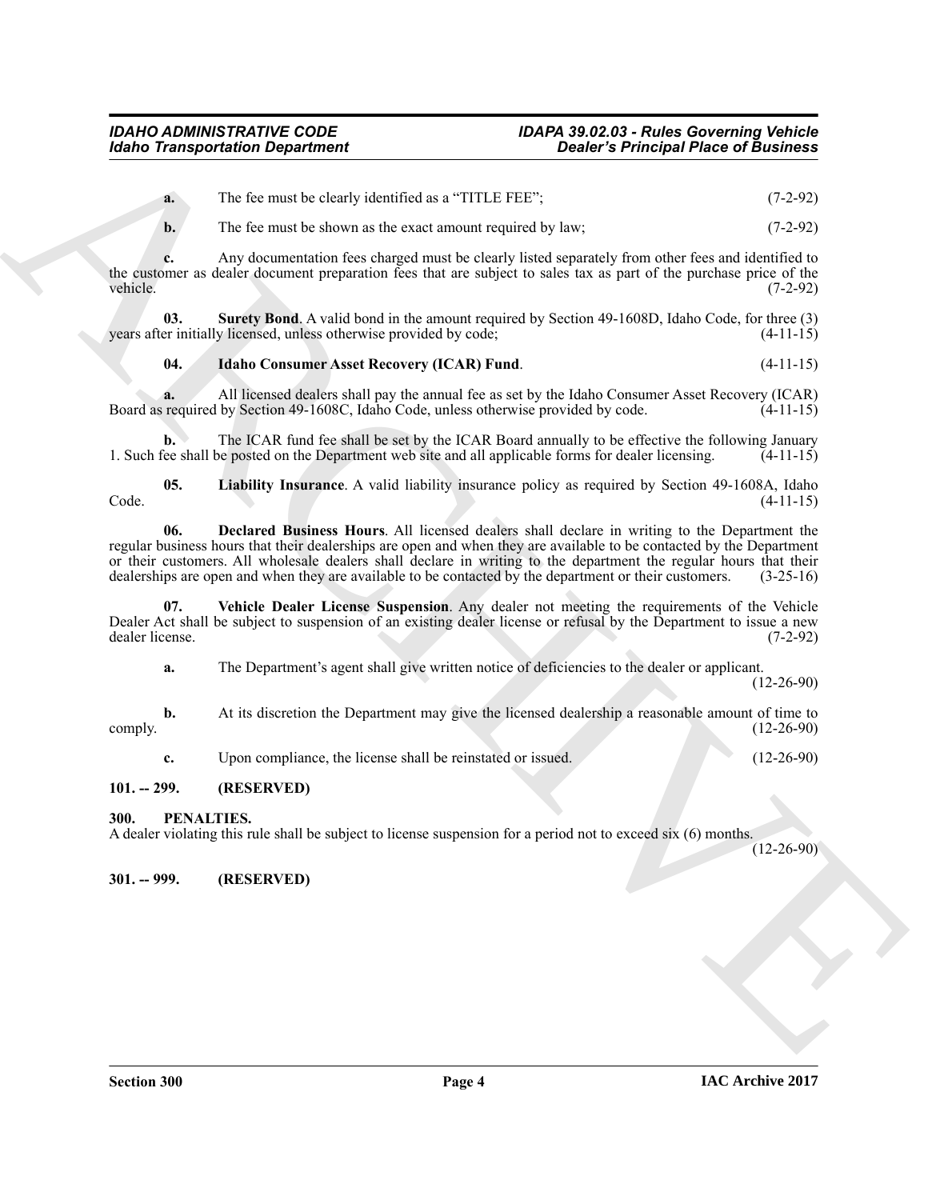**a.** The fee must be clearly identified as a "TITLE FEE"; (7-2-92)

**b.** The fee must be shown as the exact amount required by law; (7-2-92)

**c.** Any documentation fees charged must be clearly listed separately from other fees and identified to the customer as dealer document preparation fees that are subject to sales tax as part of the purchase price of the vehicle. (7-2-92)

**03. Surety Bond**. A valid bond in the amount required by Section 49-1608D, Idaho Code, for three (3) years after initially licensed, unless otherwise provided by code; (4-11-15)

**04. Idaho Consumer Asset Recovery (ICAR) Fund**. (4-11-15)

**a.** All licensed dealers shall pay the annual fee as set by the Idaho Consumer Asset Recovery (ICAR) Board as required by Section 49-1608C, Idaho Code, unless otherwise provided by code. (4-11-15)

**b.** The ICAR fund fee shall be set by the ICAR Board annually to be effective the following January 1. Such fee shall be posted on the Department web site and all applicable forms for dealer licensing. (4-11-15)

**05. Liability Insurance**. A valid liability insurance policy as required by Section 49-1608A, Idaho Code. (4-11-15)

**06. Declared Business Hours**. All licensed dealers shall declare in writing to the Department the regular business hours that their dealerships are open and when they are available to be contacted by the Department or their customers. All wholesale dealers shall declare in writing to the department the regular hours that their dealerships are open and when they are available to be contacted by the department or their customers. (3-25-16)

**07. Vehicle Dealer License Suspension**. Any dealer not meeting the requirements of the Vehicle Dealer Act shall be subject to suspension of an existing dealer license or refusal by the Department to issue a new dealer license. (7-2-92)

**a.** The Department's agent shall give written notice of deficiencies to the dealer or applicant. (12-26-90)

**b.** At its discretion the Department may give the licensed dealership a reasonable amount of time to comply. (12-26-90)

**c.** Upon compliance, the license shall be reinstated or issued. (12-26-90)

### 101. -- 299. (RESERVED)

### 300. PENALTIES.

A dealer violating this rule shall be subject to license suspension for a period not to exceed six (6) months. (12-26-90)

### 301. -- 999. (RESERVED)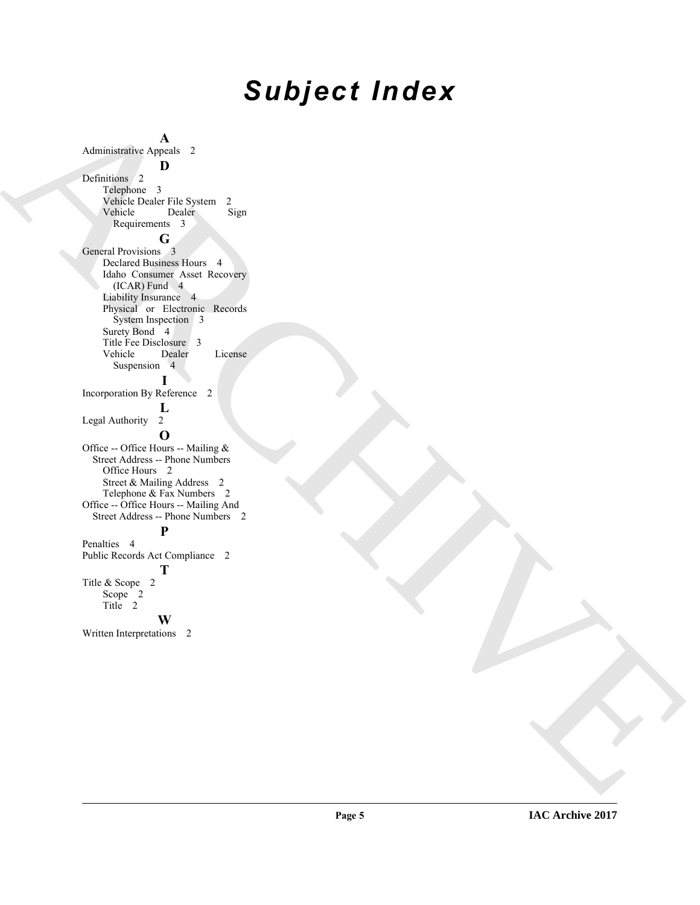# Subject Index

**A**

Administrative Appeals 2

**D**

Definitions 2
- Telephone 3
- Vehicle Dealer File System 2
- Vehicle Dealer Sign Requirements 3

**G**

General Provisions 3
- Declared Business Hours 4
- Idaho Consumer Asset Recovery (ICAR) Fund 4
- Liability Insurance 4
- Physical or Electronic Records System Inspection 3
- Surety Bond 4
- Title Fee Disclosure 3
- Vehicle Dealer License Suspension 4

**I**

Incorporation By Reference 2

**L**

Legal Authority 2

**O**

Office -- Office Hours -- Mailing & Street Address -- Phone Numbers
- Office Hours 2
- Street & Mailing Address 2
- Telephone & Fax Numbers 2

Office -- Office Hours -- Mailing And Street Address -- Phone Numbers 2

**P**

Penalties 4
Public Records Act Compliance 2

**T**

Title & Scope 2
- Scope 2
- Title 2

**W**

Written Interpretations 2